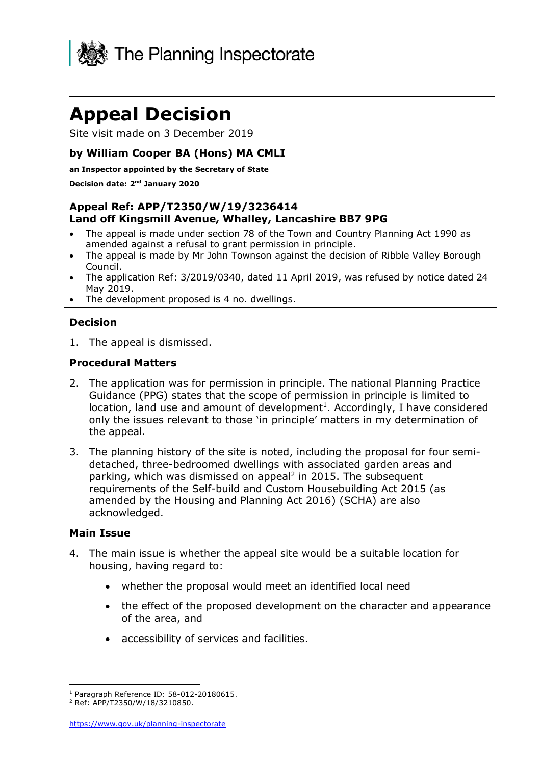The Planning Inspectorate

# Appeal Decision

Site visit made on 3 December 2019

**by William Cooper BA (Hons) MA CMLI**

**an Inspector appointed by the Secretary of State**

**Decision date: 2nd January 2020**

---

**Appeal Ref: APP/T2350/W/19/3236414**
**Land off Kingsmill Avenue, Whalley, Lancashire BB7 9PG**

- The appeal is made under section 78 of the Town and Country Planning Act 1990 as amended against a refusal to grant permission in principle.
- The appeal is made by Mr John Townson against the decision of Ribble Valley Borough Council.
- The application Ref: 3/2019/0340, dated 11 April 2019, was refused by notice dated 24 May 2019.
- The development proposed is 4 no. dwellings.

---

### Decision

1. The appeal is dismissed.

### Procedural Matters

2. The application was for permission in principle. The national Planning Practice Guidance (PPG) states that the scope of permission in principle is limited to location, land use and amount of development[1]. Accordingly, I have considered only the issues relevant to those 'in principle' matters in my determination of the appeal.

3. The planning history of the site is noted, including the proposal for four semi-detached, three-bedroomed dwellings with associated garden areas and parking, which was dismissed on appeal[2] in 2015. The subsequent requirements of the Self-build and Custom Housebuilding Act 2015 (as amended by the Housing and Planning Act 2016) (SCHA) are also acknowledged.

### Main Issue

4. The main issue is whether the appeal site would be a suitable location for housing, having regard to:

   - whether the proposal would meet an identified local need
   - the effect of the proposed development on the character and appearance of the area, and
   - accessibility of services and facilities.

---

[1] Paragraph Reference ID: 58-012-20180615.
[2] Ref: APP/T2350/W/18/3210850.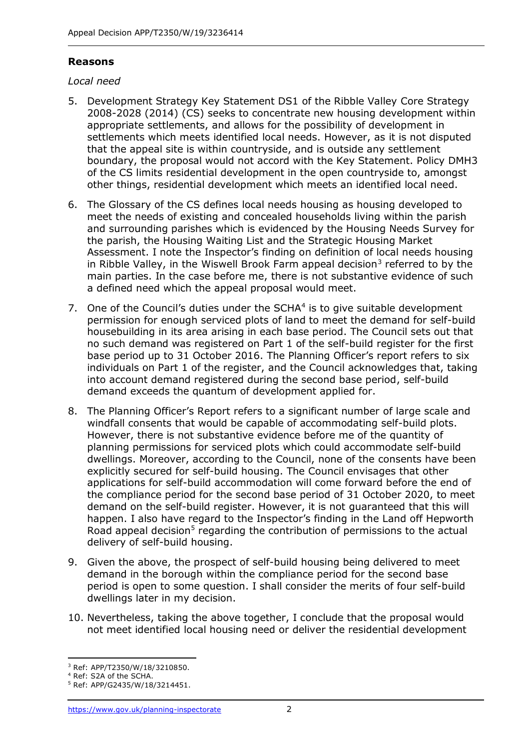## Reasons

*Local need*

5. Development Strategy Key Statement DS1 of the Ribble Valley Core Strategy 2008-2028 (2014) (CS) seeks to concentrate new housing development within appropriate settlements, and allows for the possibility of development in settlements which meets identified local needs. However, as it is not disputed that the appeal site is within countryside, and is outside any settlement boundary, the proposal would not accord with the Key Statement. Policy DMH3 of the CS limits residential development in the open countryside to, amongst other things, residential development which meets an identified local need.

6. The Glossary of the CS defines local needs housing as housing developed to meet the needs of existing and concealed households living within the parish and surrounding parishes which is evidenced by the Housing Needs Survey for the parish, the Housing Waiting List and the Strategic Housing Market Assessment. I note the Inspector's finding on definition of local needs housing in Ribble Valley, in the Wiswell Brook Farm appeal decision[3] referred to by the main parties. In the case before me, there is not substantive evidence of such a defined need which the appeal proposal would meet.

7. One of the Council's duties under the SCHA[4] is to give suitable development permission for enough serviced plots of land to meet the demand for self-build housebuilding in its area arising in each base period. The Council sets out that no such demand was registered on Part 1 of the self-build register for the first base period up to 31 October 2016. The Planning Officer's report refers to six individuals on Part 1 of the register, and the Council acknowledges that, taking into account demand registered during the second base period, self-build demand exceeds the quantum of development applied for.

8. The Planning Officer's Report refers to a significant number of large scale and windfall consents that would be capable of accommodating self-build plots. However, there is not substantive evidence before me of the quantity of planning permissions for serviced plots which could accommodate self-build dwellings. Moreover, according to the Council, none of the consents have been explicitly secured for self-build housing. The Council envisages that other applications for self-build accommodation will come forward before the end of the compliance period for the second base period of 31 October 2020, to meet demand on the self-build register. However, it is not guaranteed that this will happen. I also have regard to the Inspector's finding in the Land off Hepworth Road appeal decision[5] regarding the contribution of permissions to the actual delivery of self-build housing.

9. Given the above, the prospect of self-build housing being delivered to meet demand in the borough within the compliance period for the second base period is open to some question. I shall consider the merits of four self-build dwellings later in my decision.

10. Nevertheless, taking the above together, I conclude that the proposal would not meet identified local housing need or deliver the residential development

---

[3] Ref: APP/T2350/W/18/3210850.

[4] Ref: S2A of the SCHA.

[5] Ref: APP/G2435/W/18/3214451.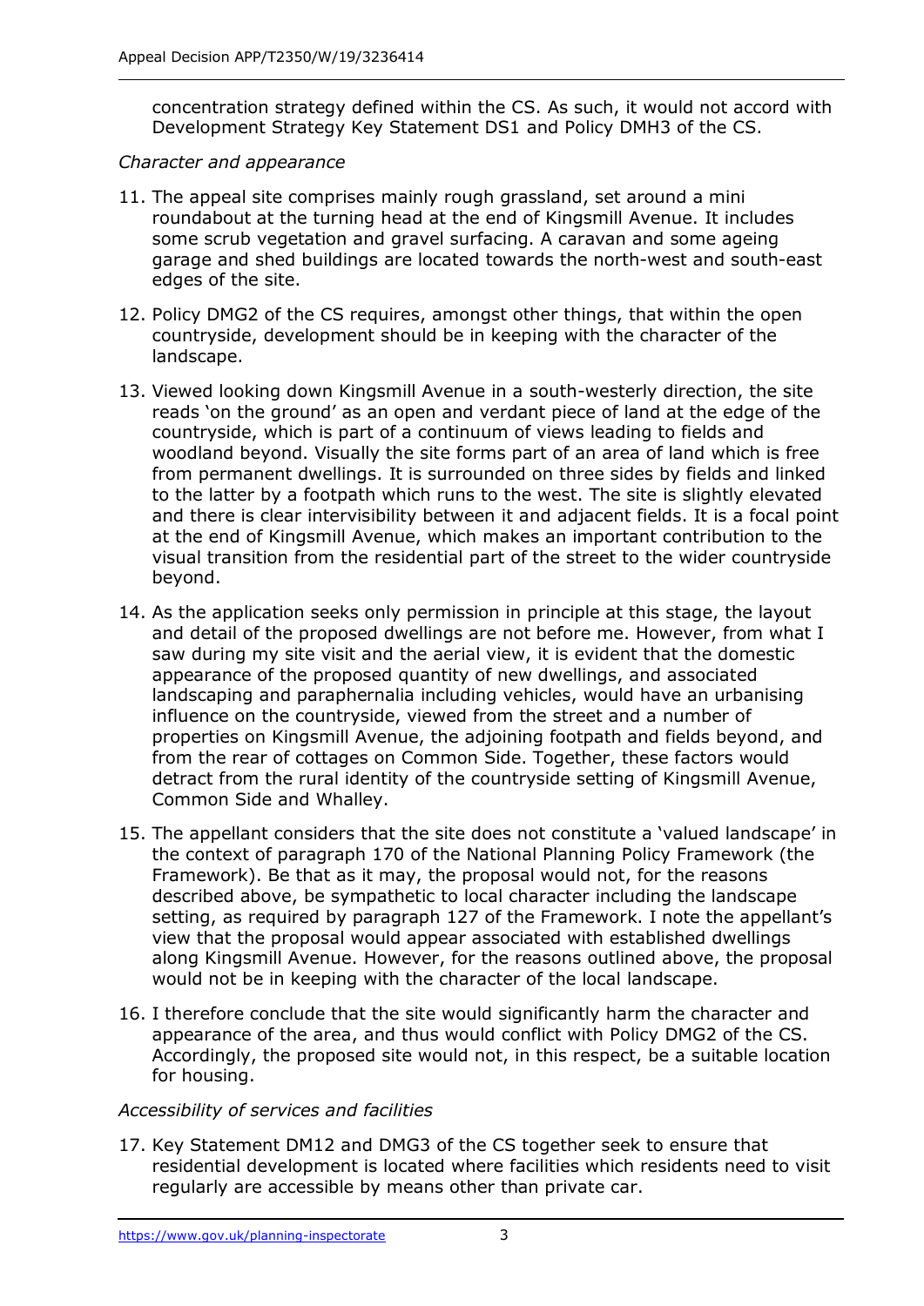concentration strategy defined within the CS. As such, it would not accord with Development Strategy Key Statement DS1 and Policy DMH3 of the CS.

*Character and appearance*

11. The appeal site comprises mainly rough grassland, set around a mini roundabout at the turning head at the end of Kingsmill Avenue. It includes some scrub vegetation and gravel surfacing. A caravan and some ageing garage and shed buildings are located towards the north-west and south-east edges of the site.

12. Policy DMG2 of the CS requires, amongst other things, that within the open countryside, development should be in keeping with the character of the landscape.

13. Viewed looking down Kingsmill Avenue in a south-westerly direction, the site reads 'on the ground' as an open and verdant piece of land at the edge of the countryside, which is part of a continuum of views leading to fields and woodland beyond. Visually the site forms part of an area of land which is free from permanent dwellings. It is surrounded on three sides by fields and linked to the latter by a footpath which runs to the west. The site is slightly elevated and there is clear intervisibility between it and adjacent fields. It is a focal point at the end of Kingsmill Avenue, which makes an important contribution to the visual transition from the residential part of the street to the wider countryside beyond.

14. As the application seeks only permission in principle at this stage, the layout and detail of the proposed dwellings are not before me. However, from what I saw during my site visit and the aerial view, it is evident that the domestic appearance of the proposed quantity of new dwellings, and associated landscaping and paraphernalia including vehicles, would have an urbanising influence on the countryside, viewed from the street and a number of properties on Kingsmill Avenue, the adjoining footpath and fields beyond, and from the rear of cottages on Common Side. Together, these factors would detract from the rural identity of the countryside setting of Kingsmill Avenue, Common Side and Whalley.

15. The appellant considers that the site does not constitute a 'valued landscape' in the context of paragraph 170 of the National Planning Policy Framework (the Framework). Be that as it may, the proposal would not, for the reasons described above, be sympathetic to local character including the landscape setting, as required by paragraph 127 of the Framework. I note the appellant's view that the proposal would appear associated with established dwellings along Kingsmill Avenue. However, for the reasons outlined above, the proposal would not be in keeping with the character of the local landscape.

16. I therefore conclude that the site would significantly harm the character and appearance of the area, and thus would conflict with Policy DMG2 of the CS. Accordingly, the proposed site would not, in this respect, be a suitable location for housing.

*Accessibility of services and facilities*

17. Key Statement DM12 and DMG3 of the CS together seek to ensure that residential development is located where facilities which residents need to visit regularly are accessible by means other than private car.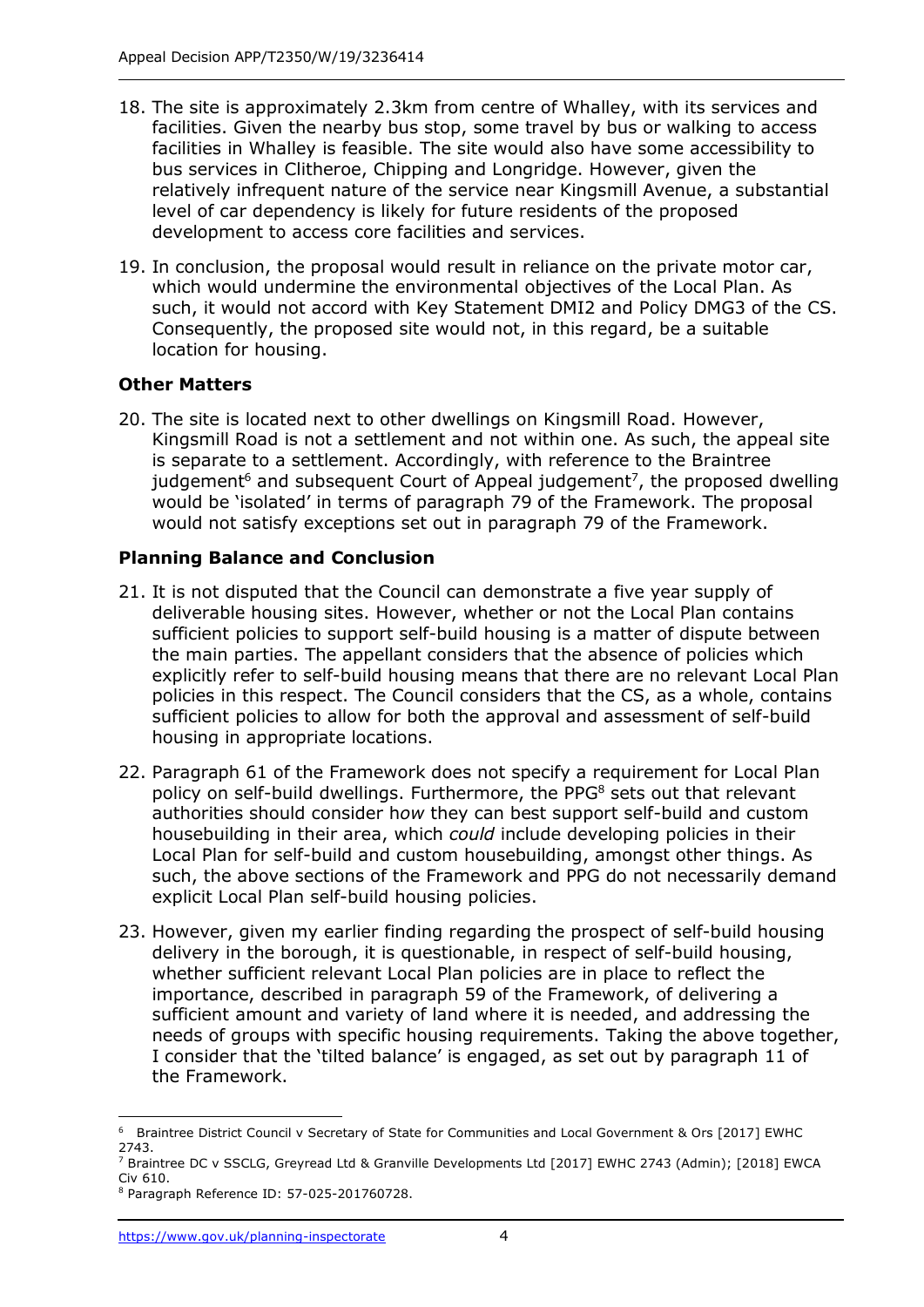18. The site is approximately 2.3km from centre of Whalley, with its services and facilities. Given the nearby bus stop, some travel by bus or walking to access facilities in Whalley is feasible. The site would also have some accessibility to bus services in Clitheroe, Chipping and Longridge. However, given the relatively infrequent nature of the service near Kingsmill Avenue, a substantial level of car dependency is likely for future residents of the proposed development to access core facilities and services.

19. In conclusion, the proposal would result in reliance on the private motor car, which would undermine the environmental objectives of the Local Plan. As such, it would not accord with Key Statement DMI2 and Policy DMG3 of the CS. Consequently, the proposed site would not, in this regard, be a suitable location for housing.

### Other Matters

20. The site is located next to other dwellings on Kingsmill Road. However, Kingsmill Road is not a settlement and not within one. As such, the appeal site is separate to a settlement. Accordingly, with reference to the Braintree judgement[6] and subsequent Court of Appeal judgement[7], the proposed dwelling would be 'isolated' in terms of paragraph 79 of the Framework. The proposal would not satisfy exceptions set out in paragraph 79 of the Framework.

### Planning Balance and Conclusion

21. It is not disputed that the Council can demonstrate a five year supply of deliverable housing sites. However, whether or not the Local Plan contains sufficient policies to support self-build housing is a matter of dispute between the main parties. The appellant considers that the absence of policies which explicitly refer to self-build housing means that there are no relevant Local Plan policies in this respect. The Council considers that the CS, as a whole, contains sufficient policies to allow for both the approval and assessment of self-build housing in appropriate locations.

22. Paragraph 61 of the Framework does not specify a requirement for Local Plan policy on self-build dwellings. Furthermore, the PPG[8] sets out that relevant authorities should consider h*ow* they can best support self-build and custom housebuilding in their area, which *could* include developing policies in their Local Plan for self-build and custom housebuilding, amongst other things. As such, the above sections of the Framework and PPG do not necessarily demand explicit Local Plan self-build housing policies.

23. However, given my earlier finding regarding the prospect of self-build housing delivery in the borough, it is questionable, in respect of self-build housing, whether sufficient relevant Local Plan policies are in place to reflect the importance, described in paragraph 59 of the Framework, of delivering a sufficient amount and variety of land where it is needed, and addressing the needs of groups with specific housing requirements. Taking the above together, I consider that the 'tilted balance' is engaged, as set out by paragraph 11 of the Framework.

---

[6] Braintree District Council v Secretary of State for Communities and Local Government & Ors [2017] EWHC 2743.

[7] Braintree DC v SSCLG, Greyread Ltd & Granville Developments Ltd [2017] EWHC 2743 (Admin); [2018] EWCA Civ 610.

[8] Paragraph Reference ID: 57-025-201760728.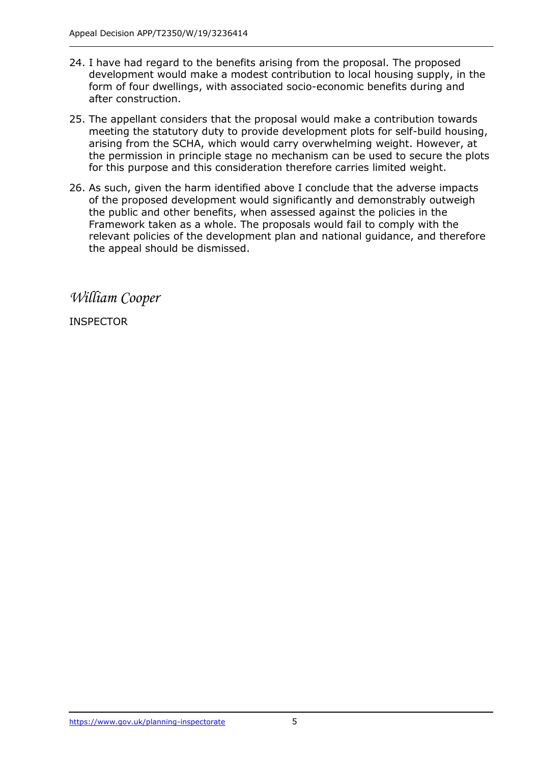24. I have had regard to the benefits arising from the proposal. The proposed development would make a modest contribution to local housing supply, in the form of four dwellings, with associated socio-economic benefits during and after construction.

25. The appellant considers that the proposal would make a contribution towards meeting the statutory duty to provide development plots for self-build housing, arising from the SCHA, which would carry overwhelming weight. However, at the permission in principle stage no mechanism can be used to secure the plots for this purpose and this consideration therefore carries limited weight.

26. As such, given the harm identified above I conclude that the adverse impacts of the proposed development would significantly and demonstrably outweigh the public and other benefits, when assessed against the policies in the Framework taken as a whole. The proposals would fail to comply with the relevant policies of the development plan and national guidance, and therefore the appeal should be dismissed.

*William Cooper*

INSPECTOR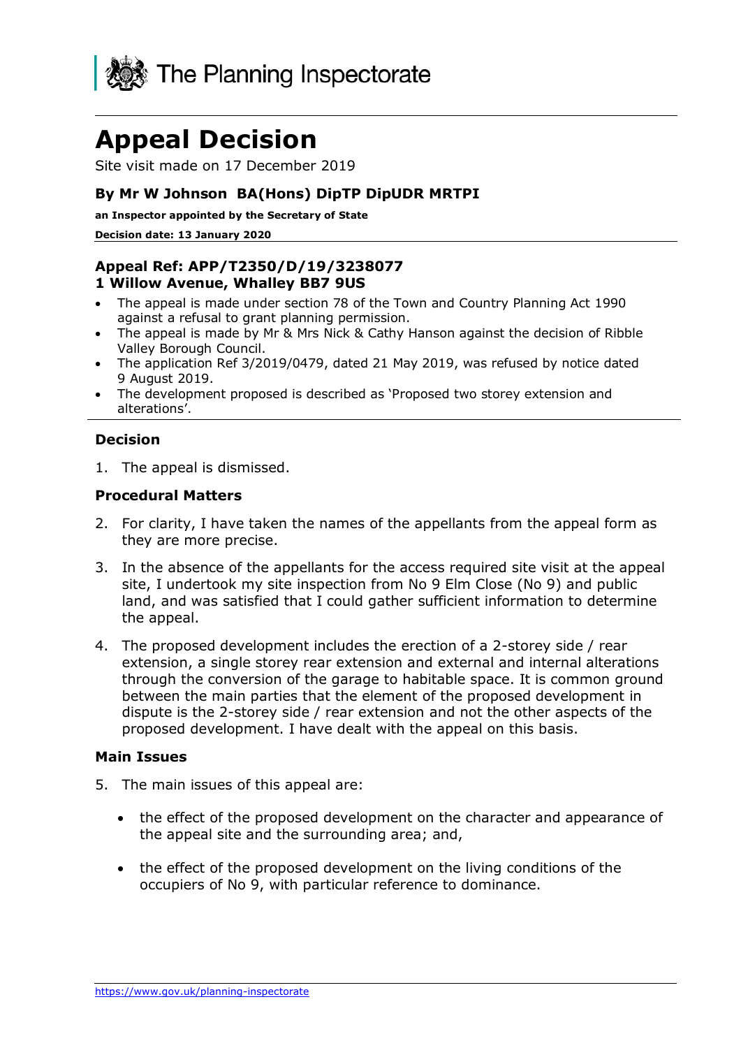# Appeal Decision

Site visit made on 17 December 2019

### By Mr W Johnson BA(Hons) DipTP DipUDR MRTPI

**an Inspector appointed by the Secretary of State**

**Decision date: 13 January 2020**

### Appeal Ref: APP/T2350/D/19/3238077
### 1 Willow Avenue, Whalley BB7 9US

- The appeal is made under section 78 of the Town and Country Planning Act 1990 against a refusal to grant planning permission.
- The appeal is made by Mr & Mrs Nick & Cathy Hanson against the decision of Ribble Valley Borough Council.
- The application Ref 3/2019/0479, dated 21 May 2019, was refused by notice dated 9 August 2019.
- The development proposed is described as 'Proposed two storey extension and alterations'.

### Decision

1. The appeal is dismissed.

### Procedural Matters

2. For clarity, I have taken the names of the appellants from the appeal form as they are more precise.

3. In the absence of the appellants for the access required site visit at the appeal site, I undertook my site inspection from No 9 Elm Close (No 9) and public land, and was satisfied that I could gather sufficient information to determine the appeal.

4. The proposed development includes the erection of a 2-storey side / rear extension, a single storey rear extension and external and internal alterations through the conversion of the garage to habitable space. It is common ground between the main parties that the element of the proposed development in dispute is the 2-storey side / rear extension and not the other aspects of the proposed development. I have dealt with the appeal on this basis.

### Main Issues

5. The main issues of this appeal are:

   - the effect of the proposed development on the character and appearance of the appeal site and the surrounding area; and,

   - the effect of the proposed development on the living conditions of the occupiers of No 9, with particular reference to dominance.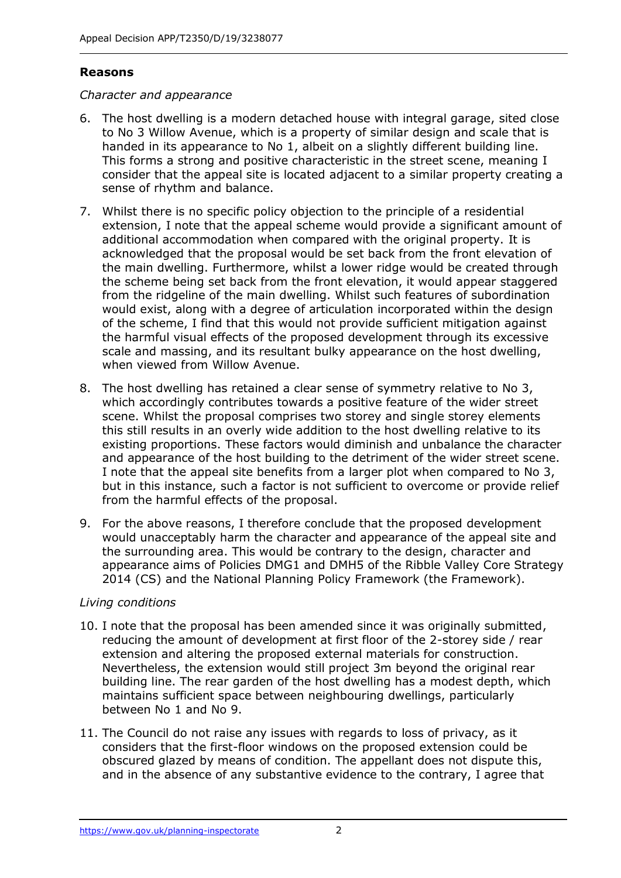## Reasons

*Character and appearance*

6. The host dwelling is a modern detached house with integral garage, sited close to No 3 Willow Avenue, which is a property of similar design and scale that is handed in its appearance to No 1, albeit on a slightly different building line. This forms a strong and positive characteristic in the street scene, meaning I consider that the appeal site is located adjacent to a similar property creating a sense of rhythm and balance.

7. Whilst there is no specific policy objection to the principle of a residential extension, I note that the appeal scheme would provide a significant amount of additional accommodation when compared with the original property. It is acknowledged that the proposal would be set back from the front elevation of the main dwelling. Furthermore, whilst a lower ridge would be created through the scheme being set back from the front elevation, it would appear staggered from the ridgeline of the main dwelling. Whilst such features of subordination would exist, along with a degree of articulation incorporated within the design of the scheme, I find that this would not provide sufficient mitigation against the harmful visual effects of the proposed development through its excessive scale and massing, and its resultant bulky appearance on the host dwelling, when viewed from Willow Avenue.

8. The host dwelling has retained a clear sense of symmetry relative to No 3, which accordingly contributes towards a positive feature of the wider street scene. Whilst the proposal comprises two storey and single storey elements this still results in an overly wide addition to the host dwelling relative to its existing proportions. These factors would diminish and unbalance the character and appearance of the host building to the detriment of the wider street scene. I note that the appeal site benefits from a larger plot when compared to No 3, but in this instance, such a factor is not sufficient to overcome or provide relief from the harmful effects of the proposal.

9. For the above reasons, I therefore conclude that the proposed development would unacceptably harm the character and appearance of the appeal site and the surrounding area. This would be contrary to the design, character and appearance aims of Policies DMG1 and DMH5 of the Ribble Valley Core Strategy 2014 (CS) and the National Planning Policy Framework (the Framework).

*Living conditions*

10. I note that the proposal has been amended since it was originally submitted, reducing the amount of development at first floor of the 2-storey side / rear extension and altering the proposed external materials for construction. Nevertheless, the extension would still project 3m beyond the original rear building line. The rear garden of the host dwelling has a modest depth, which maintains sufficient space between neighbouring dwellings, particularly between No 1 and No 9.

11. The Council do not raise any issues with regards to loss of privacy, as it considers that the first-floor windows on the proposed extension could be obscured glazed by means of condition. The appellant does not dispute this, and in the absence of any substantive evidence to the contrary, I agree that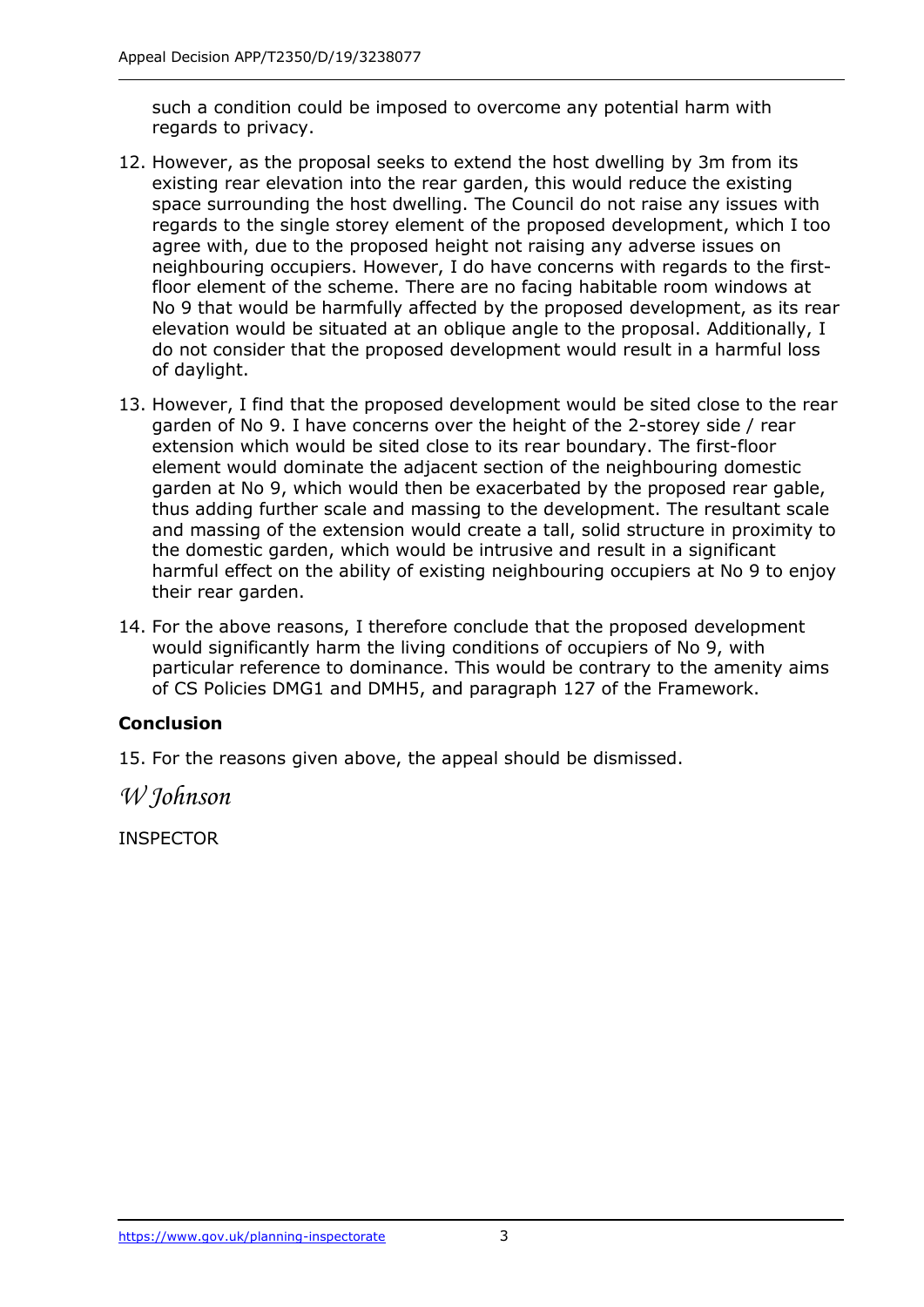such a condition could be imposed to overcome any potential harm with regards to privacy.

12. However, as the proposal seeks to extend the host dwelling by 3m from its existing rear elevation into the rear garden, this would reduce the existing space surrounding the host dwelling. The Council do not raise any issues with regards to the single storey element of the proposed development, which I too agree with, due to the proposed height not raising any adverse issues on neighbouring occupiers. However, I do have concerns with regards to the first-floor element of the scheme. There are no facing habitable room windows at No 9 that would be harmfully affected by the proposed development, as its rear elevation would be situated at an oblique angle to the proposal. Additionally, I do not consider that the proposed development would result in a harmful loss of daylight.

13. However, I find that the proposed development would be sited close to the rear garden of No 9. I have concerns over the height of the 2-storey side / rear extension which would be sited close to its rear boundary. The first-floor element would dominate the adjacent section of the neighbouring domestic garden at No 9, which would then be exacerbated by the proposed rear gable, thus adding further scale and massing to the development. The resultant scale and massing of the extension would create a tall, solid structure in proximity to the domestic garden, which would be intrusive and result in a significant harmful effect on the ability of existing neighbouring occupiers at No 9 to enjoy their rear garden.

14. For the above reasons, I therefore conclude that the proposed development would significantly harm the living conditions of occupiers of No 9, with particular reference to dominance. This would be contrary to the amenity aims of CS Policies DMG1 and DMH5, and paragraph 127 of the Framework.

**Conclusion**

15. For the reasons given above, the appeal should be dismissed.

*W Johnson*

INSPECTOR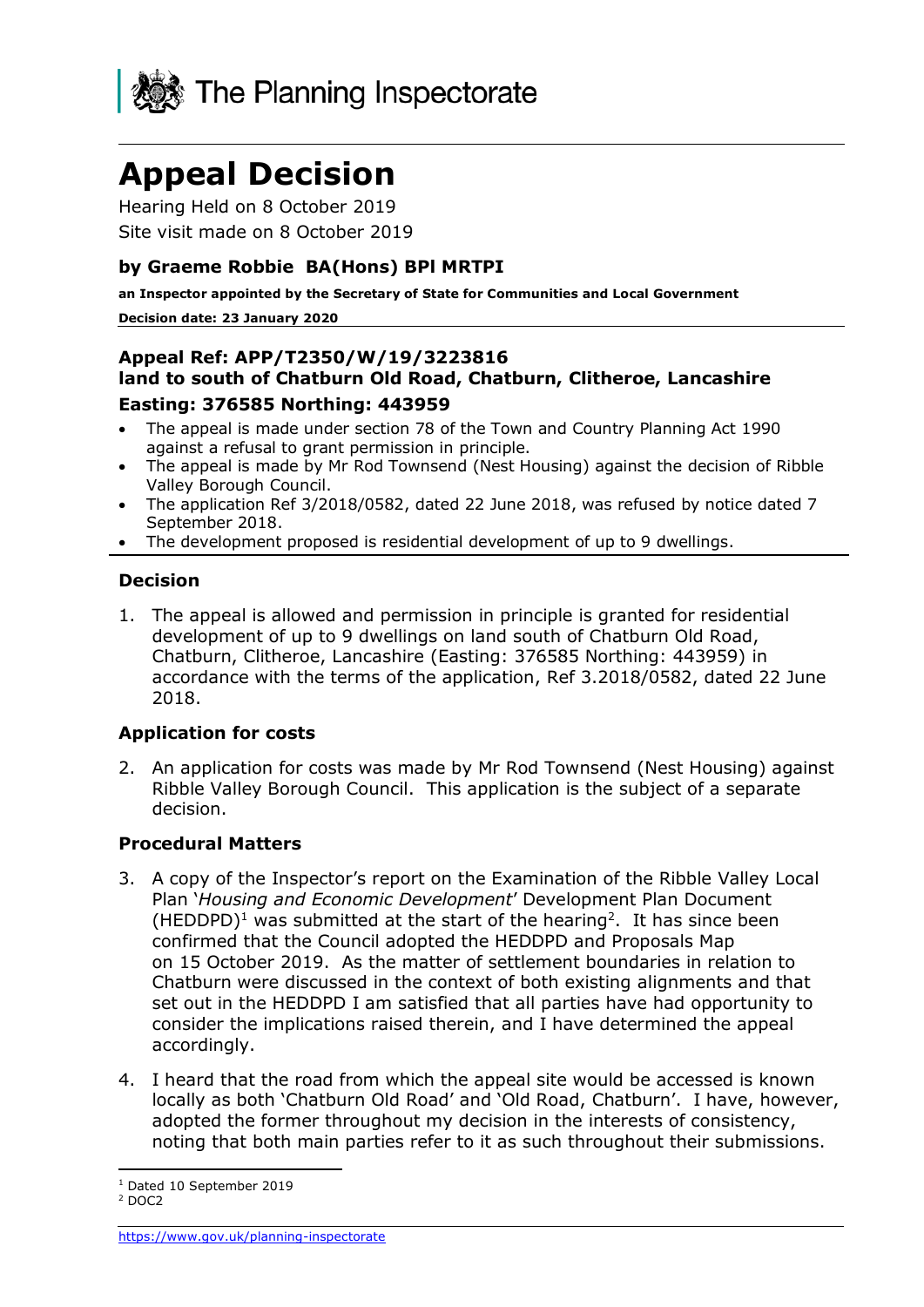# Appeal Decision

Hearing Held on 8 October 2019

Site visit made on 8 October 2019

### by Graeme Robbie BA(Hons) BPl MRTPI

**an Inspector appointed by the Secretary of State for Communities and Local Government**

**Decision date: 23 January 2020**

### Appeal Ref: APP/T2350/W/19/3223816
### land to south of Chatburn Old Road, Chatburn, Clitheroe, Lancashire
### Easting: 376585 Northing: 443959

- The appeal is made under section 78 of the Town and Country Planning Act 1990 against a refusal to grant permission in principle.
- The appeal is made by Mr Rod Townsend (Nest Housing) against the decision of Ribble Valley Borough Council.
- The application Ref 3/2018/0582, dated 22 June 2018, was refused by notice dated 7 September 2018.
- The development proposed is residential development of up to 9 dwellings.

### Decision

1. The appeal is allowed and permission in principle is granted for residential development of up to 9 dwellings on land south of Chatburn Old Road, Chatburn, Clitheroe, Lancashire (Easting: 376585 Northing: 443959) in accordance with the terms of the application, Ref 3.2018/0582, dated 22 June 2018.

### Application for costs

2. An application for costs was made by Mr Rod Townsend (Nest Housing) against Ribble Valley Borough Council. This application is the subject of a separate decision.

### Procedural Matters

3. A copy of the Inspector's report on the Examination of the Ribble Valley Local Plan '*Housing and Economic Development*' Development Plan Document (HEDDPD)[1] was submitted at the start of the hearing[2]. It has since been confirmed that the Council adopted the HEDDPD and Proposals Map on 15 October 2019. As the matter of settlement boundaries in relation to Chatburn were discussed in the context of both existing alignments and that set out in the HEDDPD I am satisfied that all parties have had opportunity to consider the implications raised therein, and I have determined the appeal accordingly.

4. I heard that the road from which the appeal site would be accessed is known locally as both 'Chatburn Old Road' and 'Old Road, Chatburn'. I have, however, adopted the former throughout my decision in the interests of consistency, noting that both main parties refer to it as such throughout their submissions.

[1] Dated 10 September 2019

[2] DOC2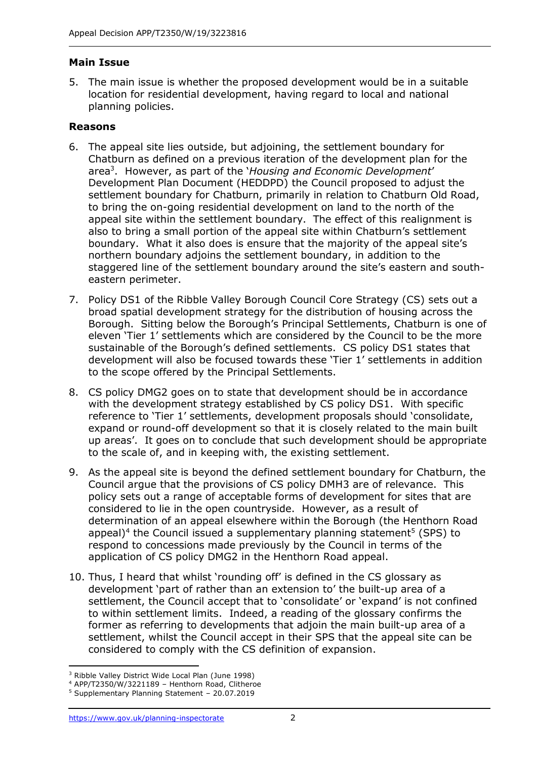## Main Issue

5. The main issue is whether the proposed development would be in a suitable location for residential development, having regard to local and national planning policies.

## Reasons

6. The appeal site lies outside, but adjoining, the settlement boundary for Chatburn as defined on a previous iteration of the development plan for the area[3]. However, as part of the '*Housing and Economic Development*' Development Plan Document (HEDDPD) the Council proposed to adjust the settlement boundary for Chatburn, primarily in relation to Chatburn Old Road, to bring the on-going residential development on land to the north of the appeal site within the settlement boundary. The effect of this realignment is also to bring a small portion of the appeal site within Chatburn's settlement boundary. What it also does is ensure that the majority of the appeal site's northern boundary adjoins the settlement boundary, in addition to the staggered line of the settlement boundary around the site's eastern and south-eastern perimeter.

7. Policy DS1 of the Ribble Valley Borough Council Core Strategy (CS) sets out a broad spatial development strategy for the distribution of housing across the Borough. Sitting below the Borough's Principal Settlements, Chatburn is one of eleven 'Tier 1' settlements which are considered by the Council to be the more sustainable of the Borough's defined settlements. CS policy DS1 states that development will also be focused towards these 'Tier 1' settlements in addition to the scope offered by the Principal Settlements.

8. CS policy DMG2 goes on to state that development should be in accordance with the development strategy established by CS policy DS1. With specific reference to 'Tier 1' settlements, development proposals should 'consolidate, expand or round-off development so that it is closely related to the main built up areas'. It goes on to conclude that such development should be appropriate to the scale of, and in keeping with, the existing settlement.

9. As the appeal site is beyond the defined settlement boundary for Chatburn, the Council argue that the provisions of CS policy DMH3 are of relevance. This policy sets out a range of acceptable forms of development for sites that are considered to lie in the open countryside. However, as a result of determination of an appeal elsewhere within the Borough (the Henthorn Road appeal)[4] the Council issued a supplementary planning statement[5] (SPS) to respond to concessions made previously by the Council in terms of the application of CS policy DMG2 in the Henthorn Road appeal.

10. Thus, I heard that whilst 'rounding off' is defined in the CS glossary as development 'part of rather than an extension to' the built-up area of a settlement, the Council accept that to 'consolidate' or 'expand' is not confined to within settlement limits. Indeed, a reading of the glossary confirms the former as referring to developments that adjoin the main built-up area of a settlement, whilst the Council accept in their SPS that the appeal site can be considered to comply with the CS definition of expansion.

---

[3] Ribble Valley District Wide Local Plan (June 1998)

[4] APP/T2350/W/3221189 – Henthorn Road, Clitheroe

[5] Supplementary Planning Statement – 20.07.2019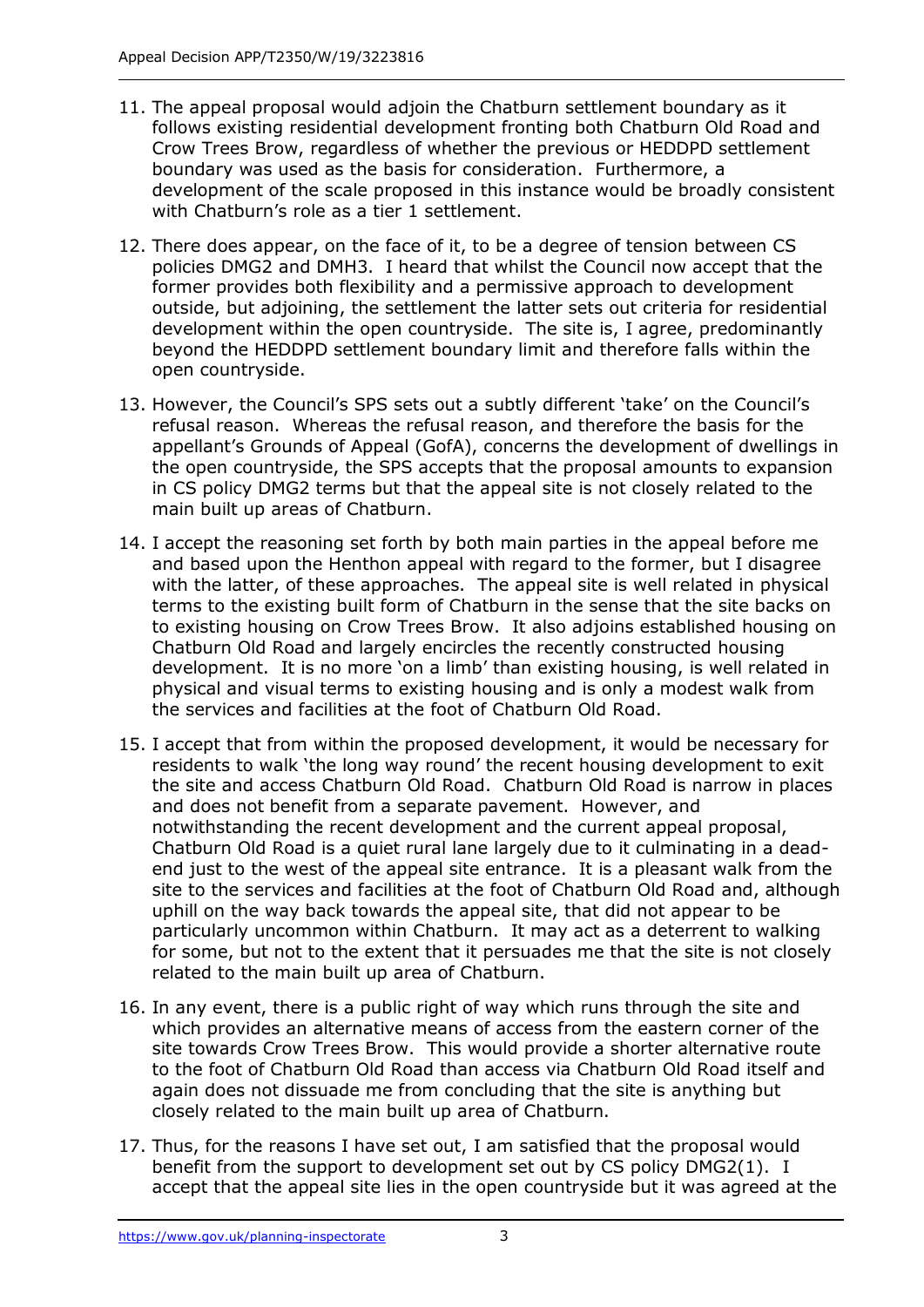11. The appeal proposal would adjoin the Chatburn settlement boundary as it follows existing residential development fronting both Chatburn Old Road and Crow Trees Brow, regardless of whether the previous or HEDDPD settlement boundary was used as the basis for consideration. Furthermore, a development of the scale proposed in this instance would be broadly consistent with Chatburn's role as a tier 1 settlement.

12. There does appear, on the face of it, to be a degree of tension between CS policies DMG2 and DMH3. I heard that whilst the Council now accept that the former provides both flexibility and a permissive approach to development outside, but adjoining, the settlement the latter sets out criteria for residential development within the open countryside. The site is, I agree, predominantly beyond the HEDDPD settlement boundary limit and therefore falls within the open countryside.

13. However, the Council's SPS sets out a subtly different 'take' on the Council's refusal reason. Whereas the refusal reason, and therefore the basis for the appellant's Grounds of Appeal (GofA), concerns the development of dwellings in the open countryside, the SPS accepts that the proposal amounts to expansion in CS policy DMG2 terms but that the appeal site is not closely related to the main built up areas of Chatburn.

14. I accept the reasoning set forth by both main parties in the appeal before me and based upon the Henthon appeal with regard to the former, but I disagree with the latter, of these approaches. The appeal site is well related in physical terms to the existing built form of Chatburn in the sense that the site backs on to existing housing on Crow Trees Brow. It also adjoins established housing on Chatburn Old Road and largely encircles the recently constructed housing development. It is no more 'on a limb' than existing housing, is well related in physical and visual terms to existing housing and is only a modest walk from the services and facilities at the foot of Chatburn Old Road.

15. I accept that from within the proposed development, it would be necessary for residents to walk 'the long way round' the recent housing development to exit the site and access Chatburn Old Road. Chatburn Old Road is narrow in places and does not benefit from a separate pavement. However, and notwithstanding the recent development and the current appeal proposal, Chatburn Old Road is a quiet rural lane largely due to it culminating in a dead-end just to the west of the appeal site entrance. It is a pleasant walk from the site to the services and facilities at the foot of Chatburn Old Road and, although uphill on the way back towards the appeal site, that did not appear to be particularly uncommon within Chatburn. It may act as a deterrent to walking for some, but not to the extent that it persuades me that the site is not closely related to the main built up area of Chatburn.

16. In any event, there is a public right of way which runs through the site and which provides an alternative means of access from the eastern corner of the site towards Crow Trees Brow. This would provide a shorter alternative route to the foot of Chatburn Old Road than access via Chatburn Old Road itself and again does not dissuade me from concluding that the site is anything but closely related to the main built up area of Chatburn.

17. Thus, for the reasons I have set out, I am satisfied that the proposal would benefit from the support to development set out by CS policy DMG2(1). I accept that the appeal site lies in the open countryside but it was agreed at the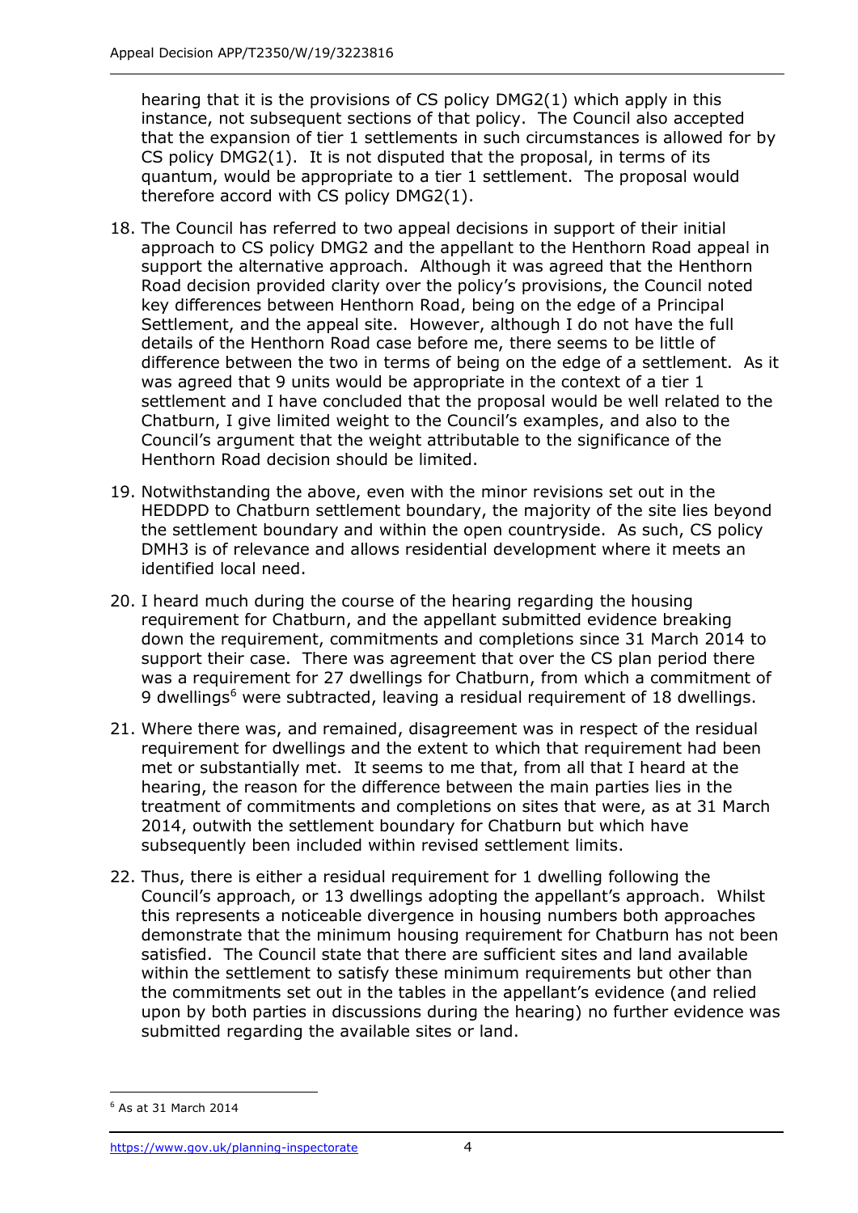hearing that it is the provisions of CS policy DMG2(1) which apply in this instance, not subsequent sections of that policy. The Council also accepted that the expansion of tier 1 settlements in such circumstances is allowed for by CS policy DMG2(1). It is not disputed that the proposal, in terms of its quantum, would be appropriate to a tier 1 settlement. The proposal would therefore accord with CS policy DMG2(1).

18. The Council has referred to two appeal decisions in support of their initial approach to CS policy DMG2 and the appellant to the Henthorn Road appeal in support the alternative approach. Although it was agreed that the Henthorn Road decision provided clarity over the policy's provisions, the Council noted key differences between Henthorn Road, being on the edge of a Principal Settlement, and the appeal site. However, although I do not have the full details of the Henthorn Road case before me, there seems to be little of difference between the two in terms of being on the edge of a settlement. As it was agreed that 9 units would be appropriate in the context of a tier 1 settlement and I have concluded that the proposal would be well related to the Chatburn, I give limited weight to the Council's examples, and also to the Council's argument that the weight attributable to the significance of the Henthorn Road decision should be limited.

19. Notwithstanding the above, even with the minor revisions set out in the HEDDPD to Chatburn settlement boundary, the majority of the site lies beyond the settlement boundary and within the open countryside. As such, CS policy DMH3 is of relevance and allows residential development where it meets an identified local need.

20. I heard much during the course of the hearing regarding the housing requirement for Chatburn, and the appellant submitted evidence breaking down the requirement, commitments and completions since 31 March 2014 to support their case. There was agreement that over the CS plan period there was a requirement for 27 dwellings for Chatburn, from which a commitment of 9 dwellings[6] were subtracted, leaving a residual requirement of 18 dwellings.

21. Where there was, and remained, disagreement was in respect of the residual requirement for dwellings and the extent to which that requirement had been met or substantially met. It seems to me that, from all that I heard at the hearing, the reason for the difference between the main parties lies in the treatment of commitments and completions on sites that were, as at 31 March 2014, outwith the settlement boundary for Chatburn but which have subsequently been included within revised settlement limits.

22. Thus, there is either a residual requirement for 1 dwelling following the Council's approach, or 13 dwellings adopting the appellant's approach. Whilst this represents a noticeable divergence in housing numbers both approaches demonstrate that the minimum housing requirement for Chatburn has not been satisfied. The Council state that there are sufficient sites and land available within the settlement to satisfy these minimum requirements but other than the commitments set out in the tables in the appellant's evidence (and relied upon by both parties in discussions during the hearing) no further evidence was submitted regarding the available sites or land.

[6] As at 31 March 2014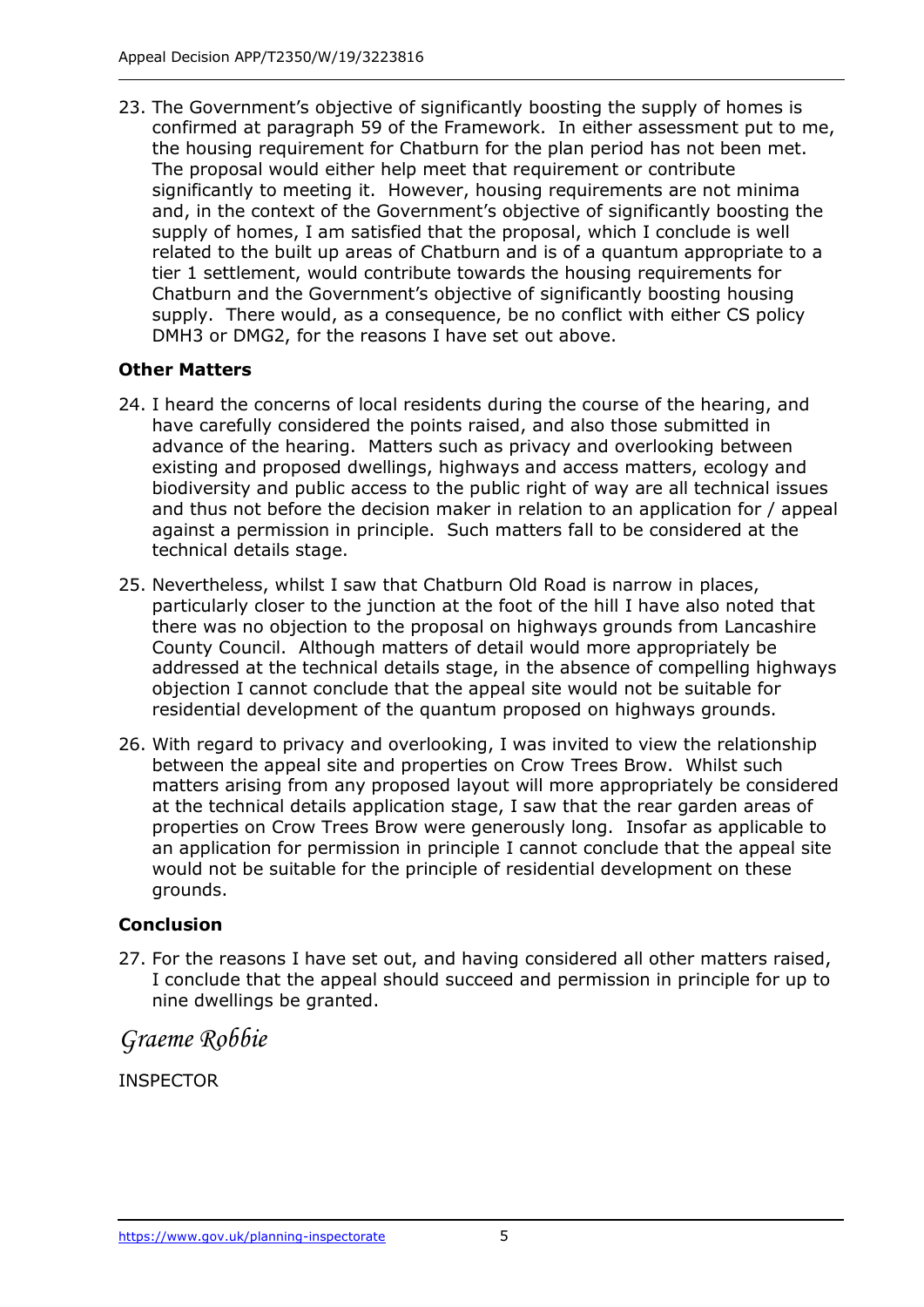23. The Government's objective of significantly boosting the supply of homes is confirmed at paragraph 59 of the Framework. In either assessment put to me, the housing requirement for Chatburn for the plan period has not been met. The proposal would either help meet that requirement or contribute significantly to meeting it. However, housing requirements are not minima and, in the context of the Government's objective of significantly boosting the supply of homes, I am satisfied that the proposal, which I conclude is well related to the built up areas of Chatburn and is of a quantum appropriate to a tier 1 settlement, would contribute towards the housing requirements for Chatburn and the Government's objective of significantly boosting housing supply. There would, as a consequence, be no conflict with either CS policy DMH3 or DMG2, for the reasons I have set out above.

### Other Matters

24. I heard the concerns of local residents during the course of the hearing, and have carefully considered the points raised, and also those submitted in advance of the hearing. Matters such as privacy and overlooking between existing and proposed dwellings, highways and access matters, ecology and biodiversity and public access to the public right of way are all technical issues and thus not before the decision maker in relation to an application for / appeal against a permission in principle. Such matters fall to be considered at the technical details stage.

25. Nevertheless, whilst I saw that Chatburn Old Road is narrow in places, particularly closer to the junction at the foot of the hill I have also noted that there was no objection to the proposal on highways grounds from Lancashire County Council. Although matters of detail would more appropriately be addressed at the technical details stage, in the absence of compelling highways objection I cannot conclude that the appeal site would not be suitable for residential development of the quantum proposed on highways grounds.

26. With regard to privacy and overlooking, I was invited to view the relationship between the appeal site and properties on Crow Trees Brow. Whilst such matters arising from any proposed layout will more appropriately be considered at the technical details application stage, I saw that the rear garden areas of properties on Crow Trees Brow were generously long. Insofar as applicable to an application for permission in principle I cannot conclude that the appeal site would not be suitable for the principle of residential development on these grounds.

### Conclusion

27. For the reasons I have set out, and having considered all other matters raised, I conclude that the appeal should succeed and permission in principle for up to nine dwellings be granted.

*Graeme Robbie*

INSPECTOR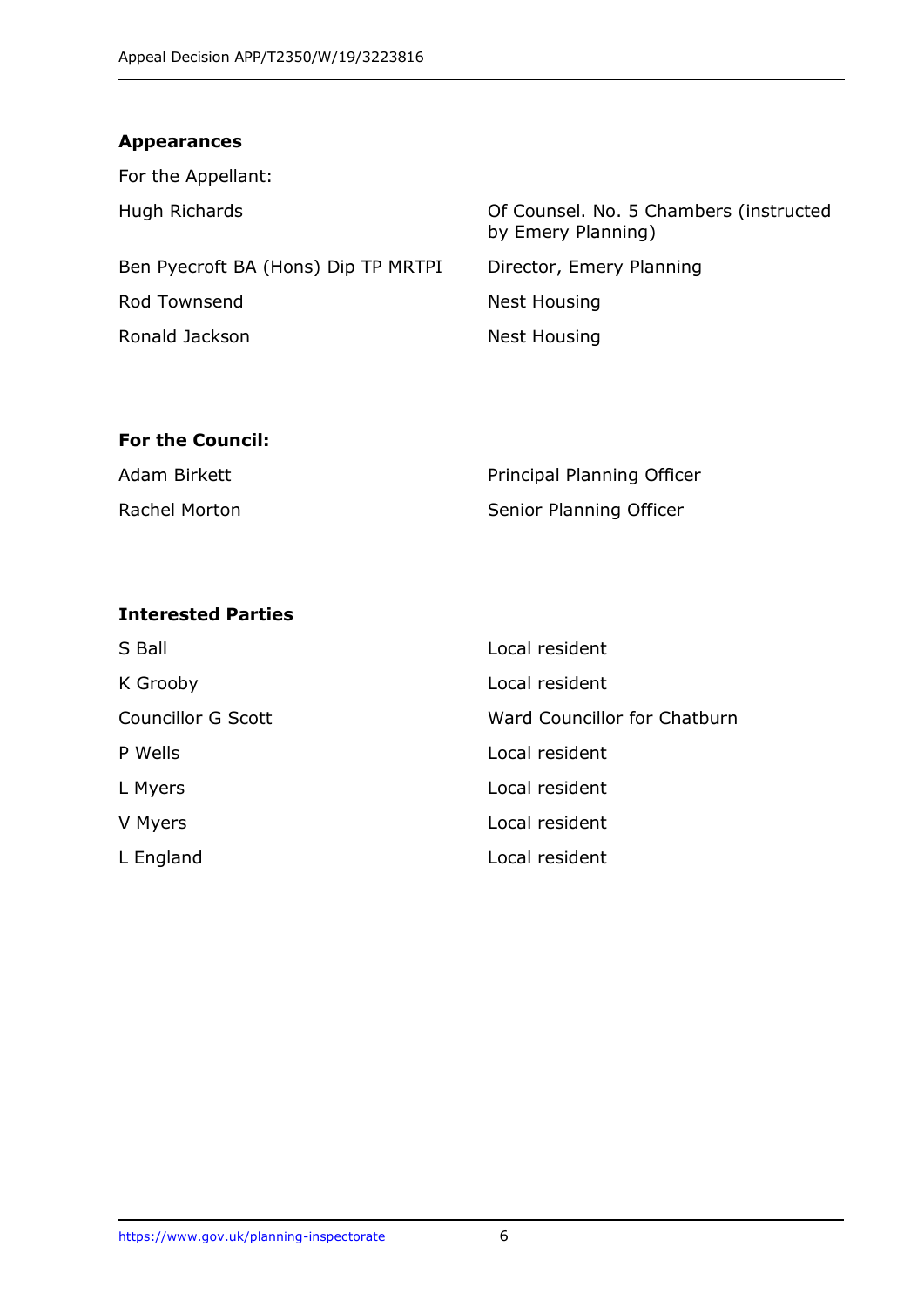## Appearances

For the Appellant:

| | |
|---|---|
| Hugh Richards | Of Counsel. No. 5 Chambers (instructed by Emery Planning) |
| Ben Pyecroft BA (Hons) Dip TP MRTPI | Director, Emery Planning |
| Rod Townsend | Nest Housing |
| Ronald Jackson | Nest Housing |

**For the Council:**

| | |
|---|---|
| Adam Birkett | Principal Planning Officer |
| Rachel Morton | Senior Planning Officer |

## Interested Parties

| | |
|---|---|
| S Ball | Local resident |
| K Grooby | Local resident |
| Councillor G Scott | Ward Councillor for Chatburn |
| P Wells | Local resident |
| L Myers | Local resident |
| V Myers | Local resident |
| L England | Local resident |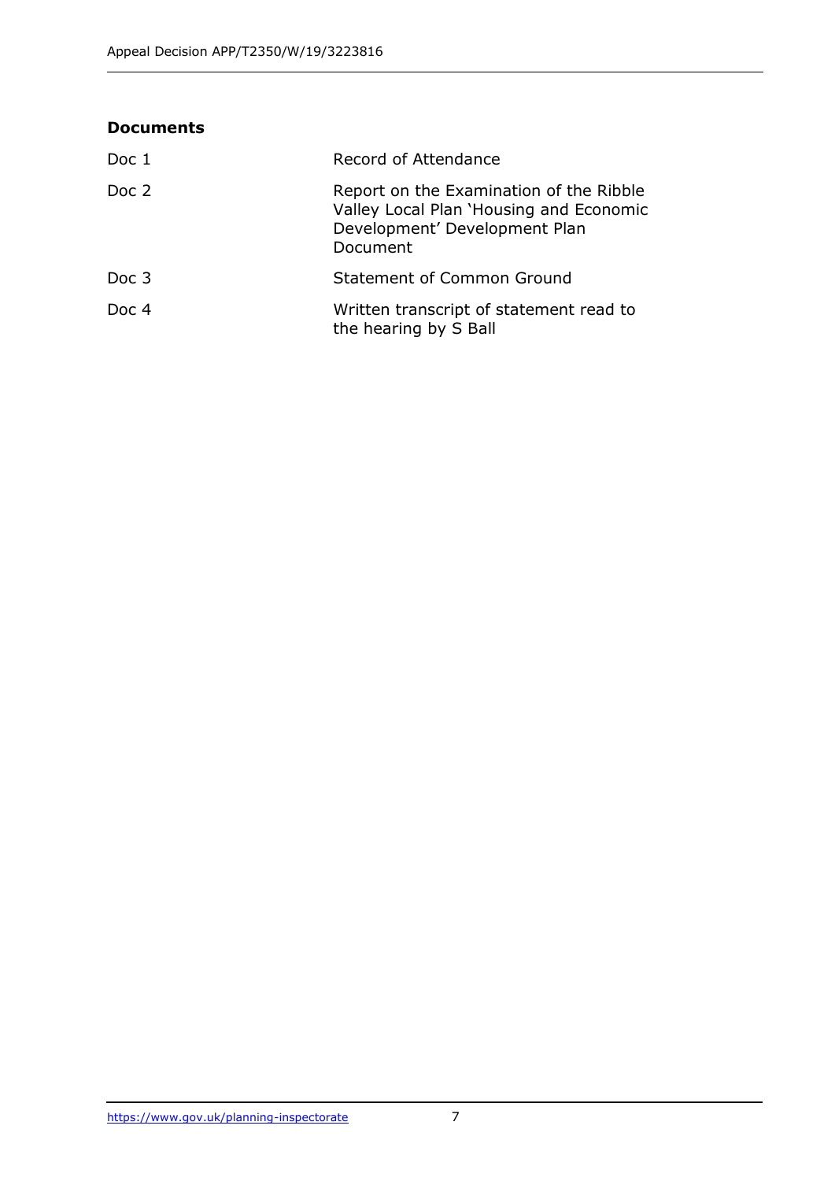**Documents**

| | |
|---|---|
| Doc 1 | Record of Attendance |
| Doc 2 | Report on the Examination of the Ribble Valley Local Plan 'Housing and Economic Development' Development Plan Document |
| Doc 3 | Statement of Common Ground |
| Doc 4 | Written transcript of statement read to the hearing by S Ball |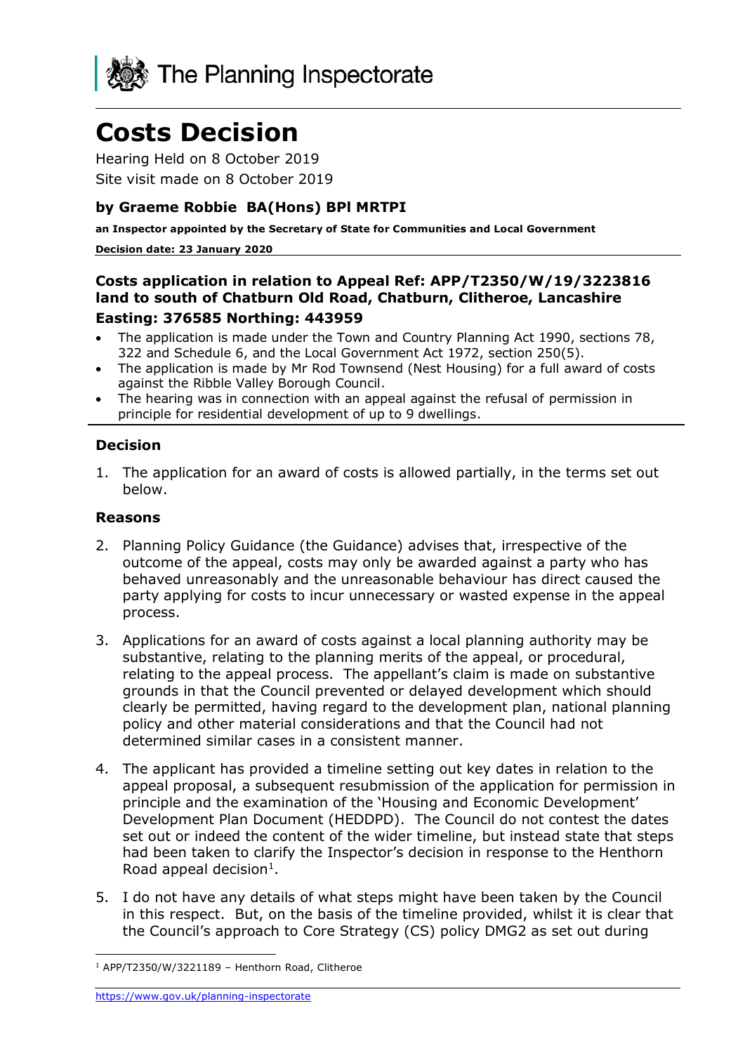# Costs Decision

Hearing Held on 8 October 2019

Site visit made on 8 October 2019

### by Graeme Robbie BA(Hons) BPl MRTPI

**an Inspector appointed by the Secretary of State for Communities and Local Government**

**Decision date: 23 January 2020**

## Costs application in relation to Appeal Ref: APP/T2350/W/19/3223816 land to south of Chatburn Old Road, Chatburn, Clitheroe, Lancashire Easting: 376585 Northing: 443959

- The application is made under the Town and Country Planning Act 1990, sections 78, 322 and Schedule 6, and the Local Government Act 1972, section 250(5).
- The application is made by Mr Rod Townsend (Nest Housing) for a full award of costs against the Ribble Valley Borough Council.
- The hearing was in connection with an appeal against the refusal of permission in principle for residential development of up to 9 dwellings.

### Decision

1. The application for an award of costs is allowed partially, in the terms set out below.

### Reasons

2. Planning Policy Guidance (the Guidance) advises that, irrespective of the outcome of the appeal, costs may only be awarded against a party who has behaved unreasonably and the unreasonable behaviour has direct caused the party applying for costs to incur unnecessary or wasted expense in the appeal process.

3. Applications for an award of costs against a local planning authority may be substantive, relating to the planning merits of the appeal, or procedural, relating to the appeal process. The appellant's claim is made on substantive grounds in that the Council prevented or delayed development which should clearly be permitted, having regard to the development plan, national planning policy and other material considerations and that the Council had not determined similar cases in a consistent manner.

4. The applicant has provided a timeline setting out key dates in relation to the appeal proposal, a subsequent resubmission of the application for permission in principle and the examination of the 'Housing and Economic Development' Development Plan Document (HEDDPD). The Council do not contest the dates set out or indeed the content of the wider timeline, but instead state that steps had been taken to clarify the Inspector's decision in response to the Henthorn Road appeal decision[1].

5. I do not have any details of what steps might have been taken by the Council in this respect. But, on the basis of the timeline provided, whilst it is clear that the Council's approach to Core Strategy (CS) policy DMG2 as set out during

[1] APP/T2350/W/3221189 – Henthorn Road, Clitheroe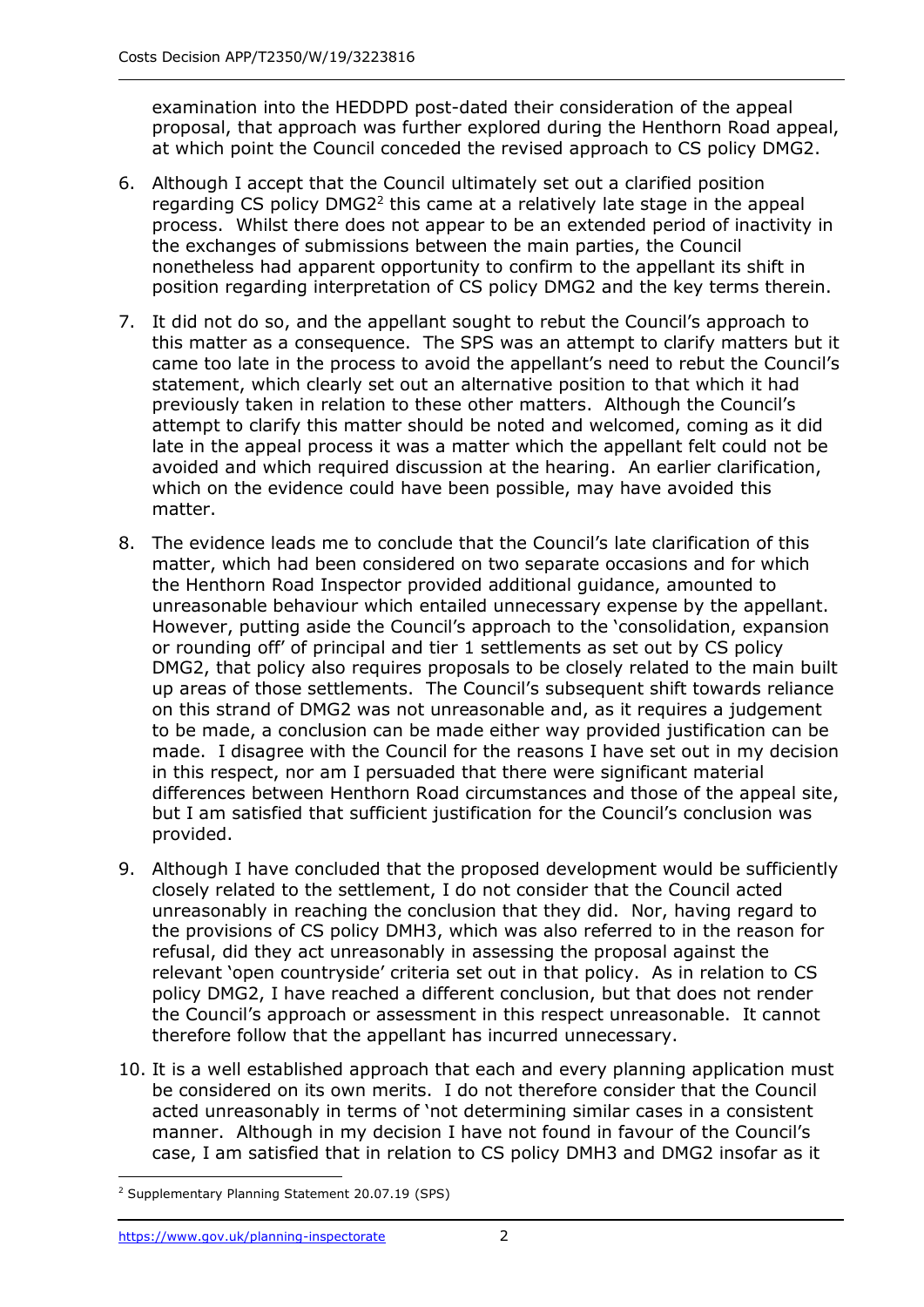examination into the HEDDPD post-dated their consideration of the appeal proposal, that approach was further explored during the Henthorn Road appeal, at which point the Council conceded the revised approach to CS policy DMG2.

6. Although I accept that the Council ultimately set out a clarified position regarding CS policy DMG2[2] this came at a relatively late stage in the appeal process. Whilst there does not appear to be an extended period of inactivity in the exchanges of submissions between the main parties, the Council nonetheless had apparent opportunity to confirm to the appellant its shift in position regarding interpretation of CS policy DMG2 and the key terms therein.

7. It did not do so, and the appellant sought to rebut the Council's approach to this matter as a consequence. The SPS was an attempt to clarify matters but it came too late in the process to avoid the appellant's need to rebut the Council's statement, which clearly set out an alternative position to that which it had previously taken in relation to these other matters. Although the Council's attempt to clarify this matter should be noted and welcomed, coming as it did late in the appeal process it was a matter which the appellant felt could not be avoided and which required discussion at the hearing. An earlier clarification, which on the evidence could have been possible, may have avoided this matter.

8. The evidence leads me to conclude that the Council's late clarification of this matter, which had been considered on two separate occasions and for which the Henthorn Road Inspector provided additional guidance, amounted to unreasonable behaviour which entailed unnecessary expense by the appellant. However, putting aside the Council's approach to the 'consolidation, expansion or rounding off' of principal and tier 1 settlements as set out by CS policy DMG2, that policy also requires proposals to be closely related to the main built up areas of those settlements. The Council's subsequent shift towards reliance on this strand of DMG2 was not unreasonable and, as it requires a judgement to be made, a conclusion can be made either way provided justification can be made. I disagree with the Council for the reasons I have set out in my decision in this respect, nor am I persuaded that there were significant material differences between Henthorn Road circumstances and those of the appeal site, but I am satisfied that sufficient justification for the Council's conclusion was provided.

9. Although I have concluded that the proposed development would be sufficiently closely related to the settlement, I do not consider that the Council acted unreasonably in reaching the conclusion that they did. Nor, having regard to the provisions of CS policy DMH3, which was also referred to in the reason for refusal, did they act unreasonably in assessing the proposal against the relevant 'open countryside' criteria set out in that policy. As in relation to CS policy DMG2, I have reached a different conclusion, but that does not render the Council's approach or assessment in this respect unreasonable. It cannot therefore follow that the appellant has incurred unnecessary.

10. It is a well established approach that each and every planning application must be considered on its own merits. I do not therefore consider that the Council acted unreasonably in terms of 'not determining similar cases in a consistent manner. Although in my decision I have not found in favour of the Council's case, I am satisfied that in relation to CS policy DMH3 and DMG2 insofar as it

[2] Supplementary Planning Statement 20.07.19 (SPS)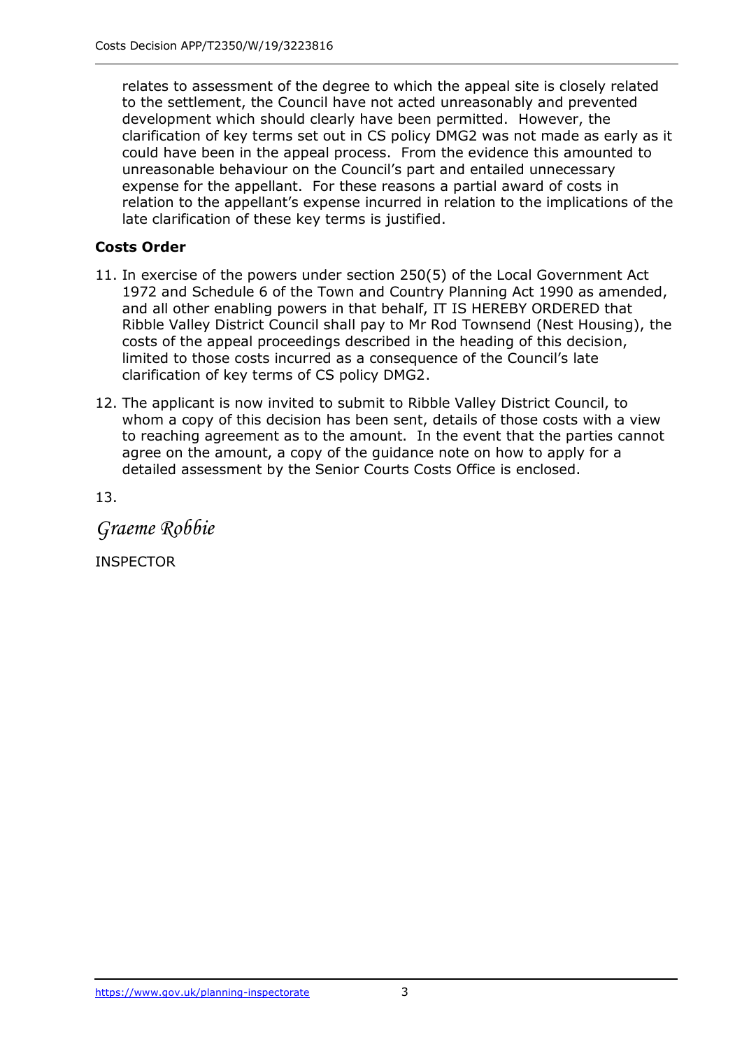relates to assessment of the degree to which the appeal site is closely related to the settlement, the Council have not acted unreasonably and prevented development which should clearly have been permitted. However, the clarification of key terms set out in CS policy DMG2 was not made as early as it could have been in the appeal process. From the evidence this amounted to unreasonable behaviour on the Council's part and entailed unnecessary expense for the appellant. For these reasons a partial award of costs in relation to the appellant's expense incurred in relation to the implications of the late clarification of these key terms is justified.

## Costs Order

11. In exercise of the powers under section 250(5) of the Local Government Act 1972 and Schedule 6 of the Town and Country Planning Act 1990 as amended, and all other enabling powers in that behalf, IT IS HEREBY ORDERED that Ribble Valley District Council shall pay to Mr Rod Townsend (Nest Housing), the costs of the appeal proceedings described in the heading of this decision, limited to those costs incurred as a consequence of the Council's late clarification of key terms of CS policy DMG2.

12. The applicant is now invited to submit to Ribble Valley District Council, to whom a copy of this decision has been sent, details of those costs with a view to reaching agreement as to the amount. In the event that the parties cannot agree on the amount, a copy of the guidance note on how to apply for a detailed assessment by the Senior Courts Costs Office is enclosed.

13.

*Graeme Robbie*

INSPECTOR